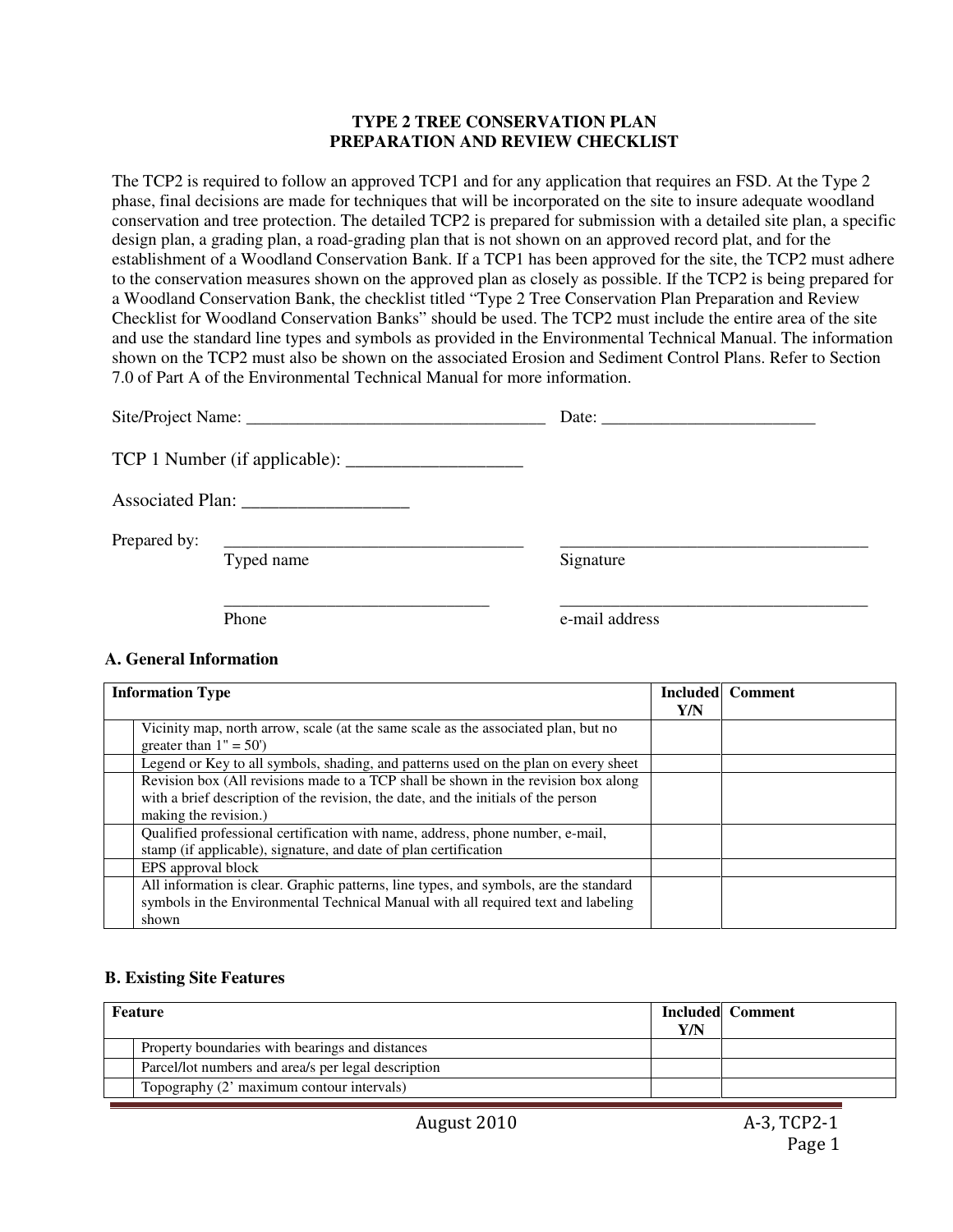# TYPE 2 TREE CONSERVATION PLAN PREPARATION AND REVIEW CHECKLIST

The TCP2 is required to follow an approved TCP1 and for any application that requires an FSD. At the Type 2 phase, final decisions are made for techniques that will be incorporated on the site to insure adequate woodland conservation and tree protection. The detailed TCP2 is prepared for submission with a detailed site plan, a specific design plan, a grading plan, a road-grading plan that is not shown on an approved record plat, and for the establishment of a Woodland Conservation Bank. If a TCP1 has been approved for the site, the TCP2 must adhere to the conservation measures shown on the approved plan as closely as possible. If the TCP2 is being prepared for a Woodland Conservation Bank, the checklist titled "Type 2 Tree Conservation Plan Preparation and Review Checklist for Woodland Conservation Banks" should be used. The TCP2 must include the entire area of the site and use the standard line types and symbols as provided in the Environmental Technical Manual. The information shown on the TCP2 must also be shown on the associated Erosion and Sediment Control Plans. Refer to Section 7.0 of Part A of the Environmental Technical Manual for more information.

Site/Project Name: ___________________________________ Date: ________________________

TCP 1 Number (if applicable): ___________________

Associated Plan: _________________

Prepared by: ___________________________________ ____________________________________

Typed name Signature

______________________________ ____________________________________

Phone e-mail address

### A. General Information

| | Information Type | Included Y/N | Comment |
|---|---|---|---|
| | Vicinity map, north arrow, scale (at the same scale as the associated plan, but no greater than 1" = 50') | | |
| | Legend or Key to all symbols, shading, and patterns used on the plan on every sheet | | |
| | Revision box (All revisions made to a TCP shall be shown in the revision box along with a brief description of the revision, the date, and the initials of the person making the revision.) | | |
| | Qualified professional certification with name, address, phone number, e-mail, stamp (if applicable), signature, and date of plan certification | | |
| | EPS approval block | | |
| | All information is clear. Graphic patterns, line types, and symbols, are the standard symbols in the Environmental Technical Manual with all required text and labeling shown | | |

### B. Existing Site Features

| | Feature | Included Y/N | Comment |
|---|---|---|---|
| | Property boundaries with bearings and distances | | |
| | Parcel/lot numbers and area/s per legal description | | |
| | Topography (2' maximum contour intervals) | | |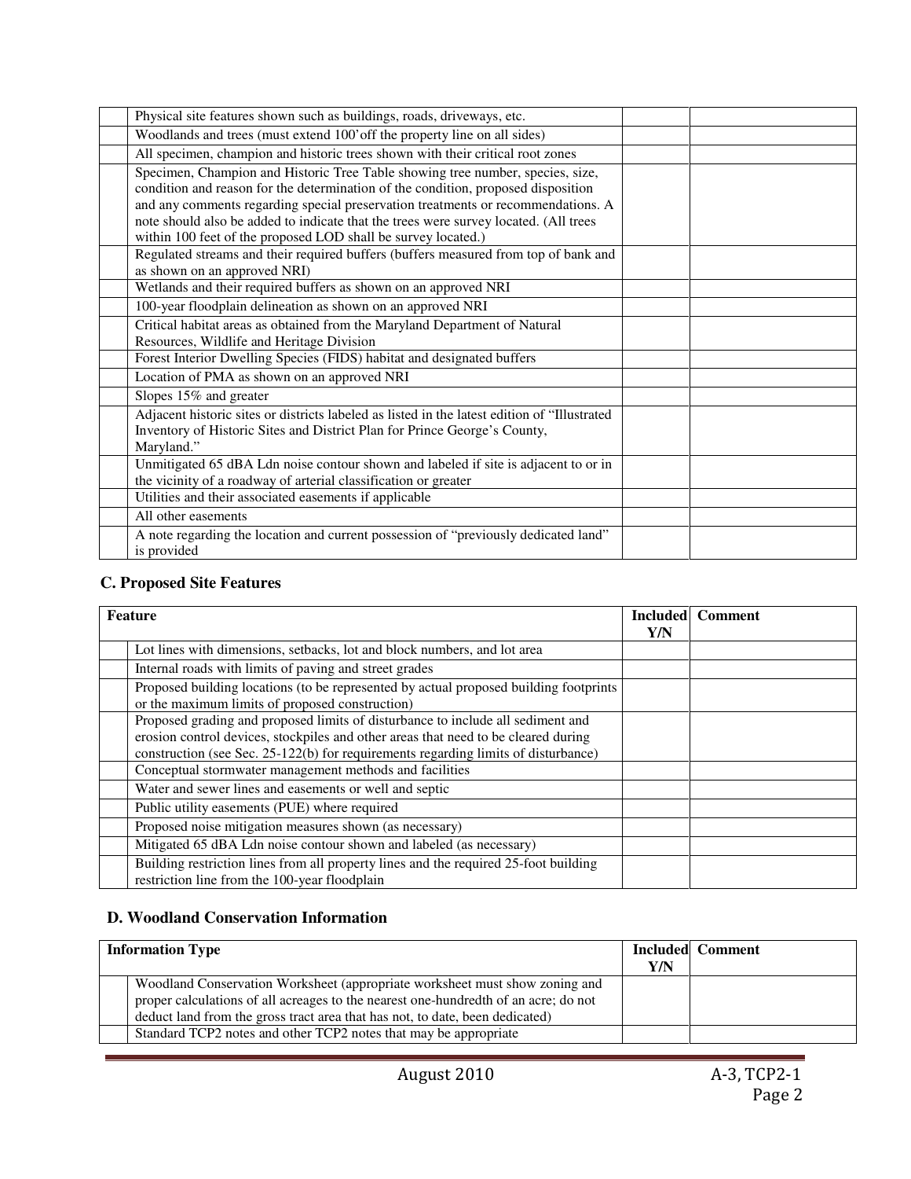| | Feature | Included Y/N | Comment |
|---|---|---|---|
| | Physical site features shown such as buildings, roads, driveways, etc. | | |
| | Woodlands and trees (must extend 100' off the property line on all sides) | | |
| | All specimen, champion and historic trees shown with their critical root zones | | |
| | Specimen, Champion and Historic Tree Table showing tree number, species, size, condition and reason for the determination of the condition, proposed disposition and any comments regarding special preservation treatments or recommendations. A note should also be added to indicate that the trees were survey located. (All trees within 100 feet of the proposed LOD shall be survey located.) | | |
| | Regulated streams and their required buffers (buffers measured from top of bank and as shown on an approved NRI) | | |
| | Wetlands and their required buffers as shown on an approved NRI | | |
| | 100-year floodplain delineation as shown on an approved NRI | | |
| | Critical habitat areas as obtained from the Maryland Department of Natural Resources, Wildlife and Heritage Division | | |
| | Forest Interior Dwelling Species (FIDS) habitat and designated buffers | | |
| | Location of PMA as shown on an approved NRI | | |
| | Slopes 15% and greater | | |
| | Adjacent historic sites or districts labeled as listed in the latest edition of "Illustrated Inventory of Historic Sites and District Plan for Prince George's County, Maryland." | | |
| | Unmitigated 65 dBA Ldn noise contour shown and labeled if site is adjacent to or in the vicinity of a roadway of arterial classification or greater | | |
| | Utilities and their associated easements if applicable | | |
| | All other easements | | |
| | A note regarding the location and current possession of "previously dedicated land" is provided | | |

### C. Proposed Site Features

| | Feature | Included Y/N | Comment |
|---|---|---|---|
| | Lot lines with dimensions, setbacks, lot and block numbers, and lot area | | |
| | Internal roads with limits of paving and street grades | | |
| | Proposed building locations (to be represented by actual proposed building footprints or the maximum limits of proposed construction) | | |
| | Proposed grading and proposed limits of disturbance to include all sediment and erosion control devices, stockpiles and other areas that need to be cleared during construction (see Sec. 25-122(b) for requirements regarding limits of disturbance) | | |
| | Conceptual stormwater management methods and facilities | | |
| | Water and sewer lines and easements or well and septic | | |
| | Public utility easements (PUE) where required | | |
| | Proposed noise mitigation measures shown (as necessary) | | |
| | Mitigated 65 dBA Ldn noise contour shown and labeled (as necessary) | | |
| | Building restriction lines from all property lines and the required 25-foot building restriction line from the 100-year floodplain | | |

### D. Woodland Conservation Information

| | Information Type | Included Y/N | Comment |
|---|---|---|---|
| | Woodland Conservation Worksheet (appropriate worksheet must show zoning and proper calculations of all acreages to the nearest one-hundredth of an acre; do not deduct land from the gross tract area that has not, to date, been dedicated) | | |
| | Standard TCP2 notes and other TCP2 notes that may be appropriate | | |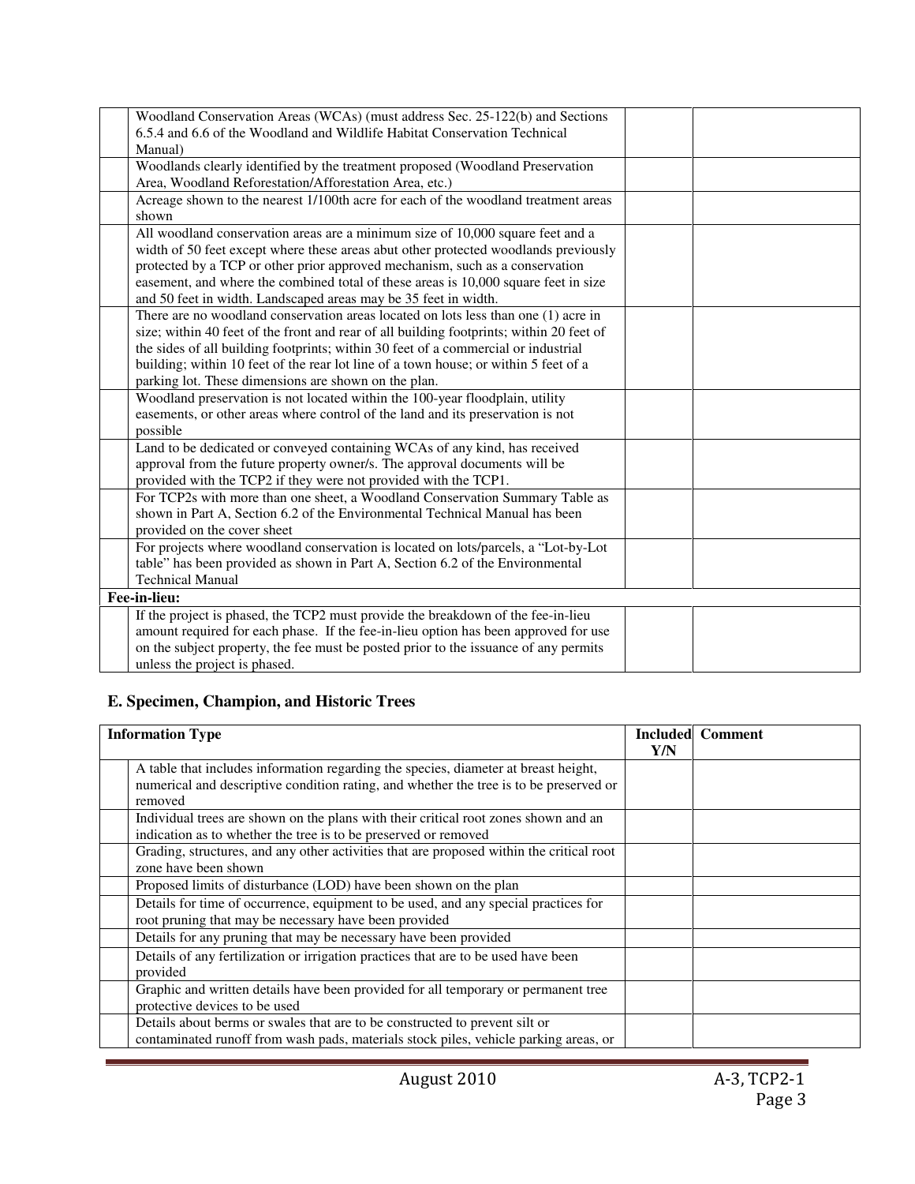| | Information Type | Included Y/N | Comment |
|---|---|---|---|
| | Woodland Conservation Areas (WCAs) (must address Sec. 25-122(b) and Sections 6.5.4 and 6.6 of the Woodland and Wildlife Habitat Conservation Technical Manual) | | |
| | Woodlands clearly identified by the treatment proposed (Woodland Preservation Area, Woodland Reforestation/Afforestation Area, etc.) | | |
| | Acreage shown to the nearest 1/100th acre for each of the woodland treatment areas shown | | |
| | All woodland conservation areas are a minimum size of 10,000 square feet and a width of 50 feet except where these areas abut other protected woodlands previously protected by a TCP or other prior approved mechanism, such as a conservation easement, and where the combined total of these areas is 10,000 square feet in size and 50 feet in width. Landscaped areas may be 35 feet in width. | | |
| | There are no woodland conservation areas located on lots less than one (1) acre in size; within 40 feet of the front and rear of all building footprints; within 20 feet of the sides of all building footprints; within 30 feet of a commercial or industrial building; within 10 feet of the rear lot line of a town house; or within 5 feet of a parking lot. These dimensions are shown on the plan. | | |
| | Woodland preservation is not located within the 100-year floodplain, utility easements, or other areas where control of the land and its preservation is not possible | | |
| | Land to be dedicated or conveyed containing WCAs of any kind, has received approval from the future property owner/s. The approval documents will be provided with the TCP2 if they were not provided with the TCP1. | | |
| | For TCP2s with more than one sheet, a Woodland Conservation Summary Table as shown in Part A, Section 6.2 of the Environmental Technical Manual has been provided on the cover sheet | | |
| | For projects where woodland conservation is located on lots/parcels, a "Lot-by-Lot table" has been provided as shown in Part A, Section 6.2 of the Environmental Technical Manual | | |
| **Fee-in-lieu:** | | | |
| | If the project is phased, the TCP2 must provide the breakdown of the fee-in-lieu amount required for each phase. If the fee-in-lieu option has been approved for use on the subject property, the fee must be posted prior to the issuance of any permits unless the project is phased. | | |

## E. Specimen, Champion, and Historic Trees

| | Information Type | Included Y/N | Comment |
|---|---|---|---|
| | A table that includes information regarding the species, diameter at breast height, numerical and descriptive condition rating, and whether the tree is to be preserved or removed | | |
| | Individual trees are shown on the plans with their critical root zones shown and an indication as to whether the tree is to be preserved or removed | | |
| | Grading, structures, and any other activities that are proposed within the critical root zone have been shown | | |
| | Proposed limits of disturbance (LOD) have been shown on the plan | | |
| | Details for time of occurrence, equipment to be used, and any special practices for root pruning that may be necessary have been provided | | |
| | Details for any pruning that may be necessary have been provided | | |
| | Details of any fertilization or irrigation practices that are to be used have been provided | | |
| | Graphic and written details have been provided for all temporary or permanent tree protective devices to be used | | |
| | Details about berms or swales that are to be constructed to prevent silt or contaminated runoff from wash pads, materials stock piles, vehicle parking areas, or | | |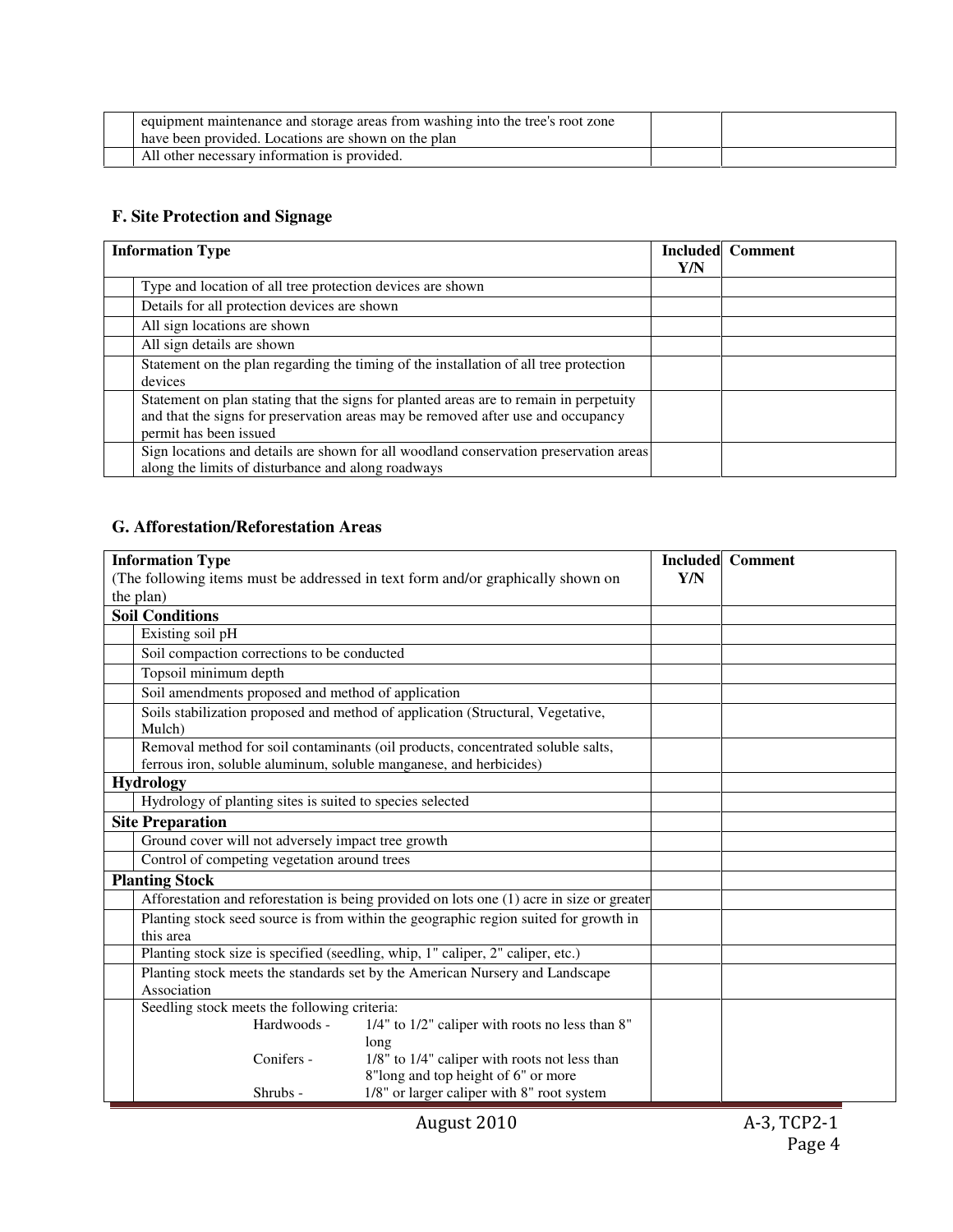| | | | |
|---|---|---|---|
| | equipment maintenance and storage areas from washing into the tree's root zone have been provided. Locations are shown on the plan | | |
| | All other necessary information is provided. | | |

### F. Site Protection and Signage

| Information Type | | Included Y/N | Comment |
|---|---|---|---|
| | Type and location of all tree protection devices are shown | | |
| | Details for all protection devices are shown | | |
| | All sign locations are shown | | |
| | All sign details are shown | | |
| | Statement on the plan regarding the timing of the installation of all tree protection devices | | |
| | Statement on plan stating that the signs for planted areas are to remain in perpetuity and that the signs for preservation areas may be removed after use and occupancy permit has been issued | | |
| | Sign locations and details are shown for all woodland conservation preservation areas along the limits of disturbance and along roadways | | |

### G. Afforestation/Reforestation Areas

| **Information Type** (The following items must be addressed in text form and/or graphically shown on the plan) | | Included Y/N | Comment |
|---|---|---|---|
| **Soil Conditions** | | | |
| | Existing soil pH | | |
| | Soil compaction corrections to be conducted | | |
| | Topsoil minimum depth | | |
| | Soil amendments proposed and method of application | | |
| | Soils stabilization proposed and method of application (Structural, Vegetative, Mulch) | | |
| | Removal method for soil contaminants (oil products, concentrated soluble salts, ferrous iron, soluble aluminum, soluble manganese, and herbicides) | | |
| **Hydrology** | | | |
| | Hydrology of planting sites is suited to species selected | | |
| **Site Preparation** | | | |
| | Ground cover will not adversely impact tree growth | | |
| | Control of competing vegetation around trees | | |
| **Planting Stock** | | | |
| | Afforestation and reforestation is being provided on lots one (1) acre in size or greater | | |
| | Planting stock seed source is from within the geographic region suited for growth in this area | | |
| | Planting stock size is specified (seedling, whip, 1" caliper, 2" caliper, etc.) | | |
| | Planting stock meets the standards set by the American Nursery and Landscape Association | | |
| | Seedling stock meets the following criteria:<br>Hardwoods - 1/4" to 1/2" caliper with roots no less than 8" long<br>Conifers - 1/8" to 1/4" caliper with roots not less than 8"long and top height of 6" or more<br>Shrubs - 1/8" or larger caliper with 8" root system | | |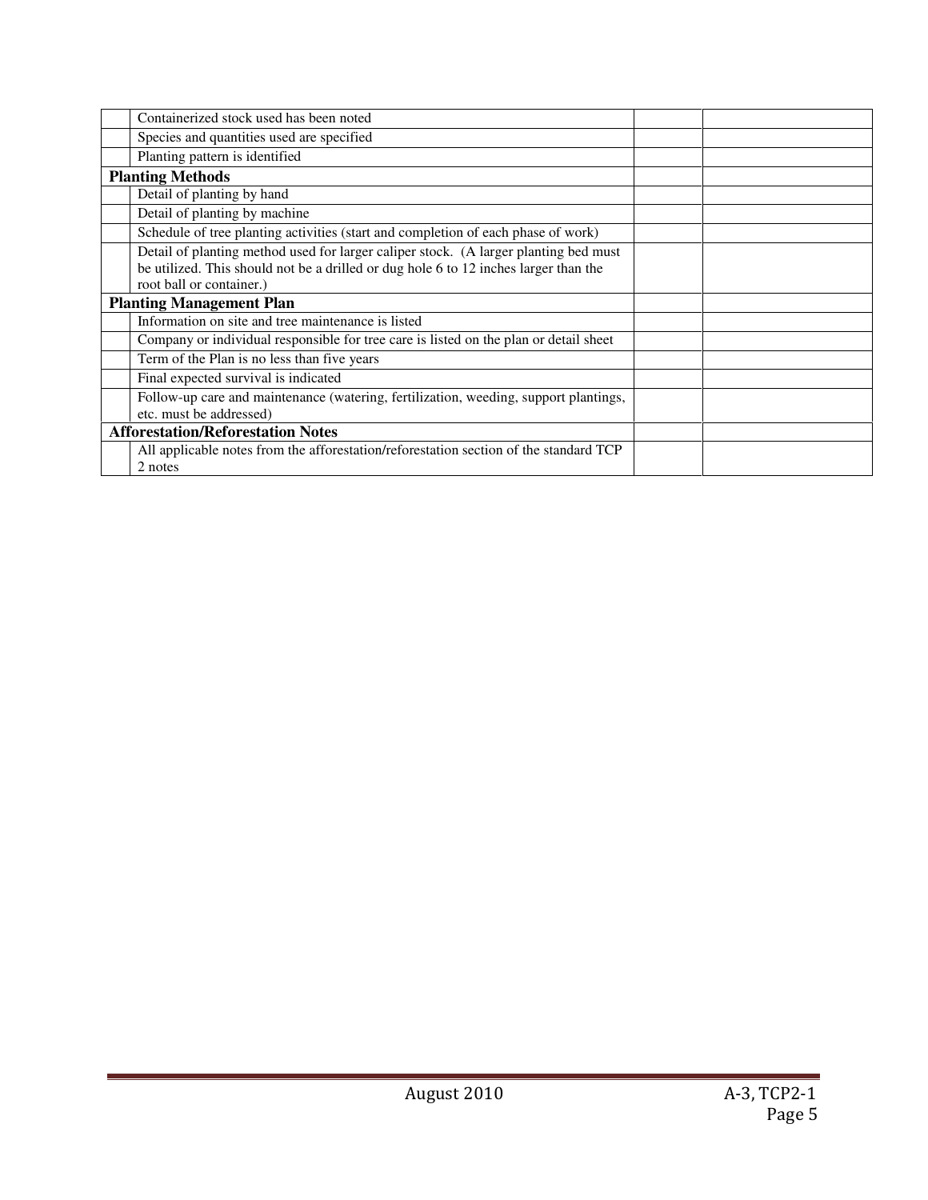| | | | |
|---|---|---|---|
| | Containerized stock used has been noted | | |
| | Species and quantities used are specified | | |
| | Planting pattern is identified | | |
| **Planting Methods** | | | |
| | Detail of planting by hand | | |
| | Detail of planting by machine | | |
| | Schedule of tree planting activities (start and completion of each phase of work) | | |
| | Detail of planting method used for larger caliper stock. (A larger planting bed must be utilized. This should not be a drilled or dug hole 6 to 12 inches larger than the root ball or container.) | | |
| **Planting Management Plan** | | | |
| | Information on site and tree maintenance is listed | | |
| | Company or individual responsible for tree care is listed on the plan or detail sheet | | |
| | Term of the Plan is no less than five years | | |
| | Final expected survival is indicated | | |
| | Follow-up care and maintenance (watering, fertilization, weeding, support plantings, etc. must be addressed) | | |
| **Afforestation/Reforestation Notes** | | | |
| | All applicable notes from the afforestation/reforestation section of the standard TCP 2 notes | | |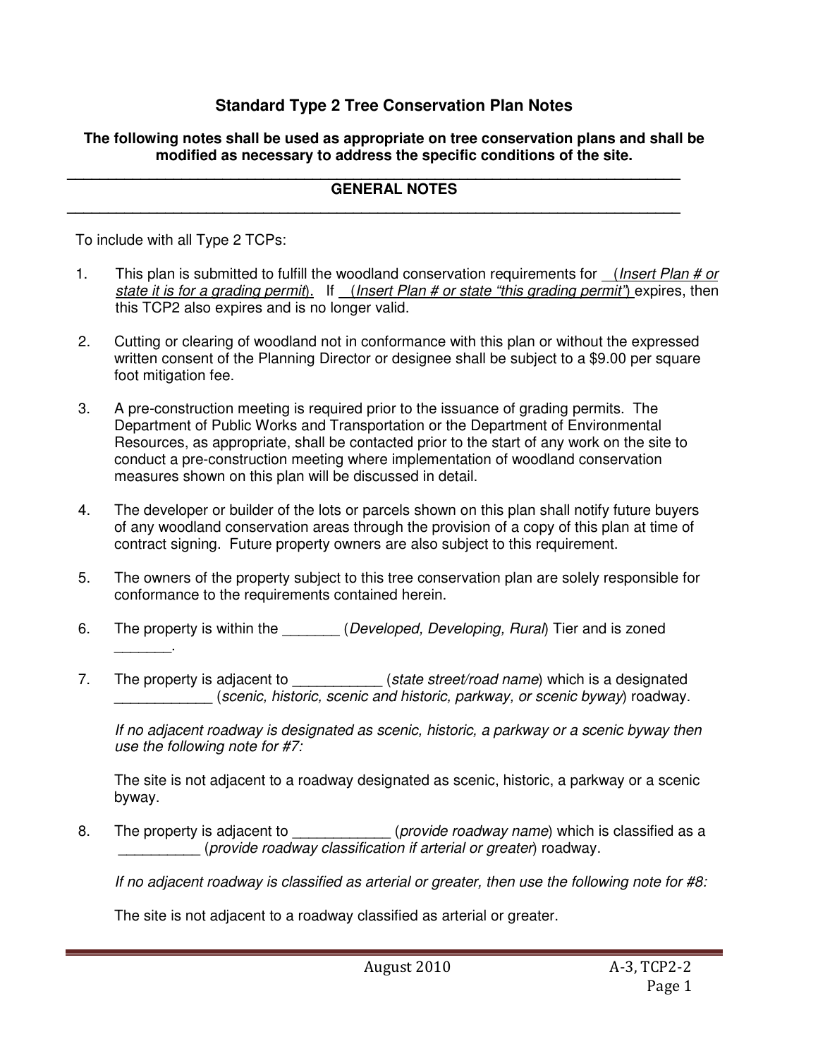# Standard Type 2 Tree Conservation Plan Notes

**The following notes shall be used as appropriate on tree conservation plans and shall be modified as necessary to address the specific conditions of the site.**

---

## GENERAL NOTES

---

To include with all Type 2 TCPs:

1. This plan is submitted to fulfill the woodland conservation requirements for __(*Insert Plan # or state it is for a grading permit*). If __(*Insert Plan # or state "this grading permit"*) expires, then this TCP2 also expires and is no longer valid.

2. Cutting or clearing of woodland not in conformance with this plan or without the expressed written consent of the Planning Director or designee shall be subject to a $9.00 per square foot mitigation fee.

3. A pre-construction meeting is required prior to the issuance of grading permits. The Department of Public Works and Transportation or the Department of Environmental Resources, as appropriate, shall be contacted prior to the start of any work on the site to conduct a pre-construction meeting where implementation of woodland conservation measures shown on this plan will be discussed in detail.

4. The developer or builder of the lots or parcels shown on this plan shall notify future buyers of any woodland conservation areas through the provision of a copy of this plan at time of contract signing. Future property owners are also subject to this requirement.

5. The owners of the property subject to this tree conservation plan are solely responsible for conformance to the requirements contained herein.

6. The property is within the _______ (*Developed, Developing, Rural*) Tier and is zoned _______.

7. The property is adjacent to ___________ (*state street/road name*) which is a designated ____________ (*scenic, historic, scenic and historic, parkway, or scenic byway*) roadway.

   *If no adjacent roadway is designated as scenic, historic, a parkway or a scenic byway then use the following note for #7:*

   The site is not adjacent to a roadway designated as scenic, historic, a parkway or a scenic byway.

8. The property is adjacent to ____________ (*provide roadway name*) which is classified as a __________ (*provide roadway classification if arterial or greater*) roadway.

   *If no adjacent roadway is classified as arterial or greater, then use the following note for #8:*

   The site is not adjacent to a roadway classified as arterial or greater.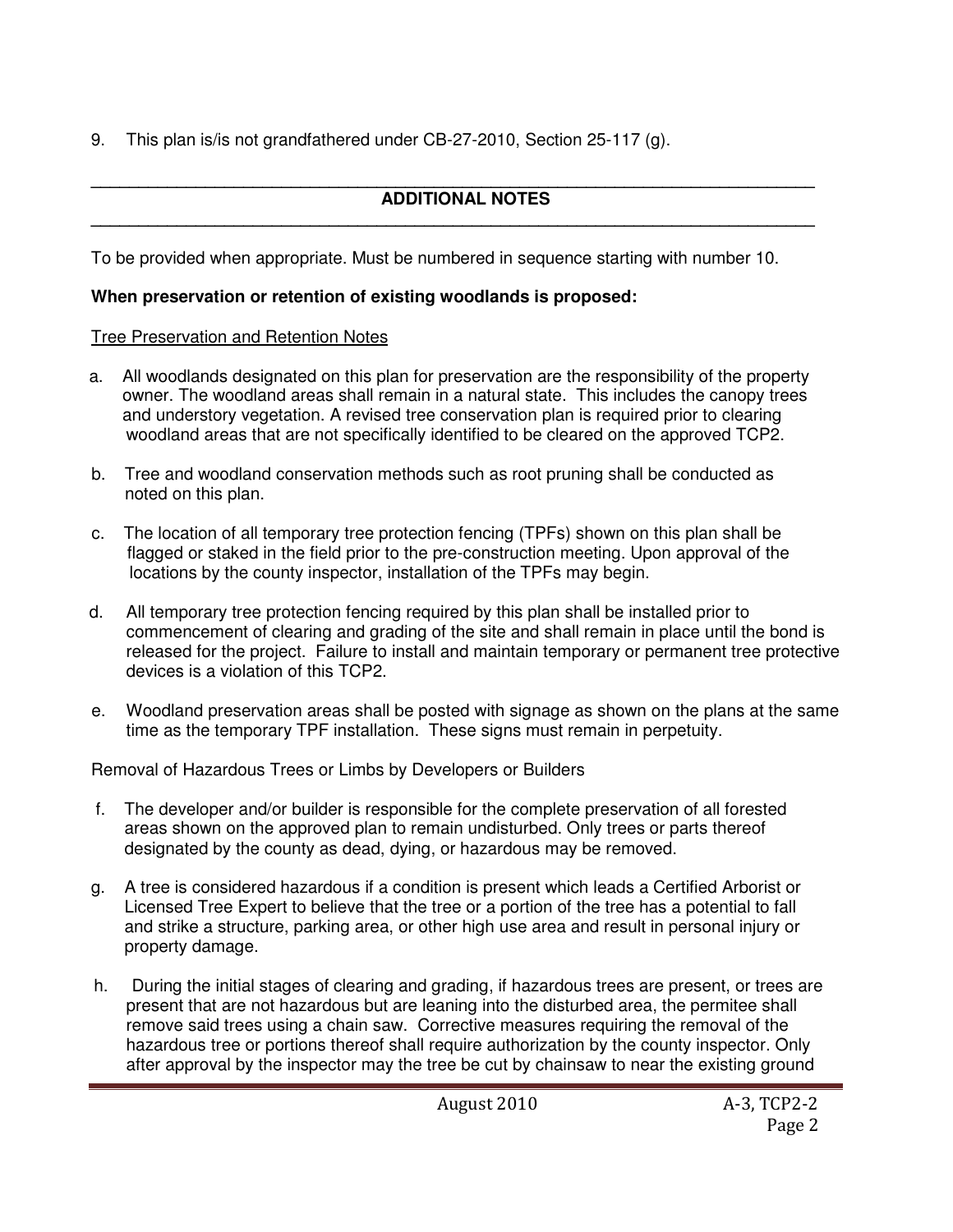9. This plan is/is not grandfathered under CB-27-2010, Section 25-117 (g).

## ADDITIONAL NOTES

To be provided when appropriate. Must be numbered in sequence starting with number 10.

**When preservation or retention of existing woodlands is proposed:**

Tree Preservation and Retention Notes

a. All woodlands designated on this plan for preservation are the responsibility of the property owner. The woodland areas shall remain in a natural state. This includes the canopy trees and understory vegetation. A revised tree conservation plan is required prior to clearing woodland areas that are not specifically identified to be cleared on the approved TCP2.

b. Tree and woodland conservation methods such as root pruning shall be conducted as noted on this plan.

c. The location of all temporary tree protection fencing (TPFs) shown on this plan shall be flagged or staked in the field prior to the pre-construction meeting. Upon approval of the locations by the county inspector, installation of the TPFs may begin.

d. All temporary tree protection fencing required by this plan shall be installed prior to commencement of clearing and grading of the site and shall remain in place until the bond is released for the project. Failure to install and maintain temporary or permanent tree protective devices is a violation of this TCP2.

e. Woodland preservation areas shall be posted with signage as shown on the plans at the same time as the temporary TPF installation. These signs must remain in perpetuity.

Removal of Hazardous Trees or Limbs by Developers or Builders

f. The developer and/or builder is responsible for the complete preservation of all forested areas shown on the approved plan to remain undisturbed. Only trees or parts thereof designated by the county as dead, dying, or hazardous may be removed.

g. A tree is considered hazardous if a condition is present which leads a Certified Arborist or Licensed Tree Expert to believe that the tree or a portion of the tree has a potential to fall and strike a structure, parking area, or other high use area and result in personal injury or property damage.

h. During the initial stages of clearing and grading, if hazardous trees are present, or trees are present that are not hazardous but are leaning into the disturbed area, the permitee shall remove said trees using a chain saw. Corrective measures requiring the removal of the hazardous tree or portions thereof shall require authorization by the county inspector. Only after approval by the inspector may the tree be cut by chainsaw to near the existing ground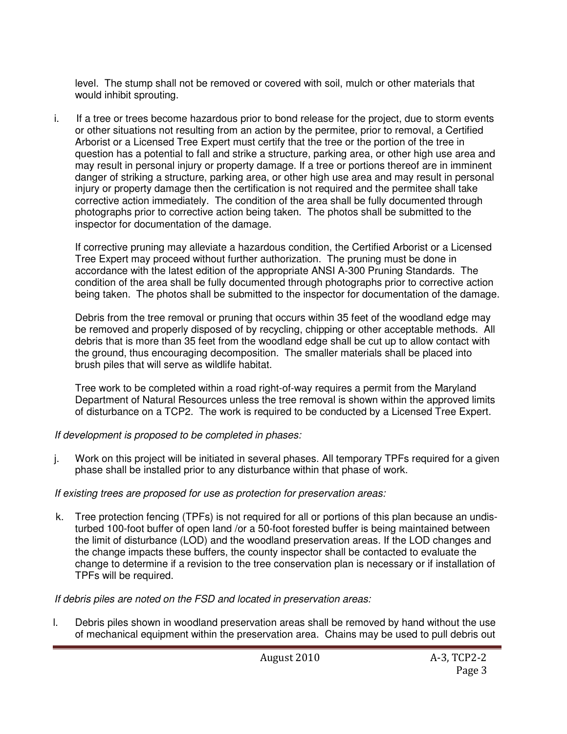level. The stump shall not be removed or covered with soil, mulch or other materials that would inhibit sprouting.

i. If a tree or trees become hazardous prior to bond release for the project, due to storm events or other situations not resulting from an action by the permitee, prior to removal, a Certified Arborist or a Licensed Tree Expert must certify that the tree or the portion of the tree in question has a potential to fall and strike a structure, parking area, or other high use area and may result in personal injury or property damage. If a tree or portions thereof are in imminent danger of striking a structure, parking area, or other high use area and may result in personal injury or property damage then the certification is not required and the permitee shall take corrective action immediately. The condition of the area shall be fully documented through photographs prior to corrective action being taken. The photos shall be submitted to the inspector for documentation of the damage.

   If corrective pruning may alleviate a hazardous condition, the Certified Arborist or a Licensed Tree Expert may proceed without further authorization. The pruning must be done in accordance with the latest edition of the appropriate ANSI A-300 Pruning Standards. The condition of the area shall be fully documented through photographs prior to corrective action being taken. The photos shall be submitted to the inspector for documentation of the damage.

   Debris from the tree removal or pruning that occurs within 35 feet of the woodland edge may be removed and properly disposed of by recycling, chipping or other acceptable methods. All debris that is more than 35 feet from the woodland edge shall be cut up to allow contact with the ground, thus encouraging decomposition. The smaller materials shall be placed into brush piles that will serve as wildlife habitat.

   Tree work to be completed within a road right-of-way requires a permit from the Maryland Department of Natural Resources unless the tree removal is shown within the approved limits of disturbance on a TCP2. The work is required to be conducted by a Licensed Tree Expert.

*If development is proposed to be completed in phases:*

j. Work on this project will be initiated in several phases. All temporary TPFs required for a given phase shall be installed prior to any disturbance within that phase of work.

*If existing trees are proposed for use as protection for preservation areas:*

k. Tree protection fencing (TPFs) is not required for all or portions of this plan because an undisturbed 100-foot buffer of open land /or a 50-foot forested buffer is being maintained between the limit of disturbance (LOD) and the woodland preservation areas. If the LOD changes and the change impacts these buffers, the county inspector shall be contacted to evaluate the change to determine if a revision to the tree conservation plan is necessary or if installation of TPFs will be required.

*If debris piles are noted on the FSD and located in preservation areas:*

l. Debris piles shown in woodland preservation areas shall be removed by hand without the use of mechanical equipment within the preservation area. Chains may be used to pull debris out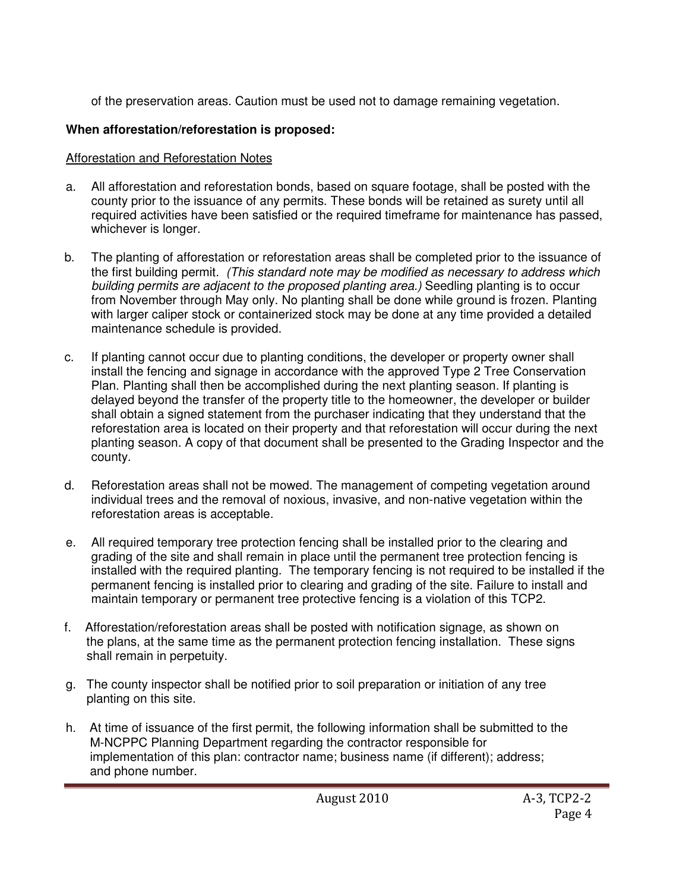of the preservation areas. Caution must be used not to damage remaining vegetation.

**When afforestation/reforestation is proposed:**

Afforestation and Reforestation Notes

a. All afforestation and reforestation bonds, based on square footage, shall be posted with the county prior to the issuance of any permits. These bonds will be retained as surety until all required activities have been satisfied or the required timeframe for maintenance has passed, whichever is longer.

b. The planting of afforestation or reforestation areas shall be completed prior to the issuance of the first building permit. *(This standard note may be modified as necessary to address which building permits are adjacent to the proposed planting area.)* Seedling planting is to occur from November through May only. No planting shall be done while ground is frozen. Planting with larger caliper stock or containerized stock may be done at any time provided a detailed maintenance schedule is provided.

c. If planting cannot occur due to planting conditions, the developer or property owner shall install the fencing and signage in accordance with the approved Type 2 Tree Conservation Plan. Planting shall then be accomplished during the next planting season. If planting is delayed beyond the transfer of the property title to the homeowner, the developer or builder shall obtain a signed statement from the purchaser indicating that they understand that the reforestation area is located on their property and that reforestation will occur during the next planting season. A copy of that document shall be presented to the Grading Inspector and the county.

d. Reforestation areas shall not be mowed. The management of competing vegetation around individual trees and the removal of noxious, invasive, and non-native vegetation within the reforestation areas is acceptable.

e. All required temporary tree protection fencing shall be installed prior to the clearing and grading of the site and shall remain in place until the permanent tree protection fencing is installed with the required planting. The temporary fencing is not required to be installed if the permanent fencing is installed prior to clearing and grading of the site. Failure to install and maintain temporary or permanent tree protective fencing is a violation of this TCP2.

f. Afforestation/reforestation areas shall be posted with notification signage, as shown on the plans, at the same time as the permanent protection fencing installation. These signs shall remain in perpetuity.

g. The county inspector shall be notified prior to soil preparation or initiation of any tree planting on this site.

h. At time of issuance of the first permit, the following information shall be submitted to the M-NCPPC Planning Department regarding the contractor responsible for implementation of this plan: contractor name; business name (if different); address; and phone number.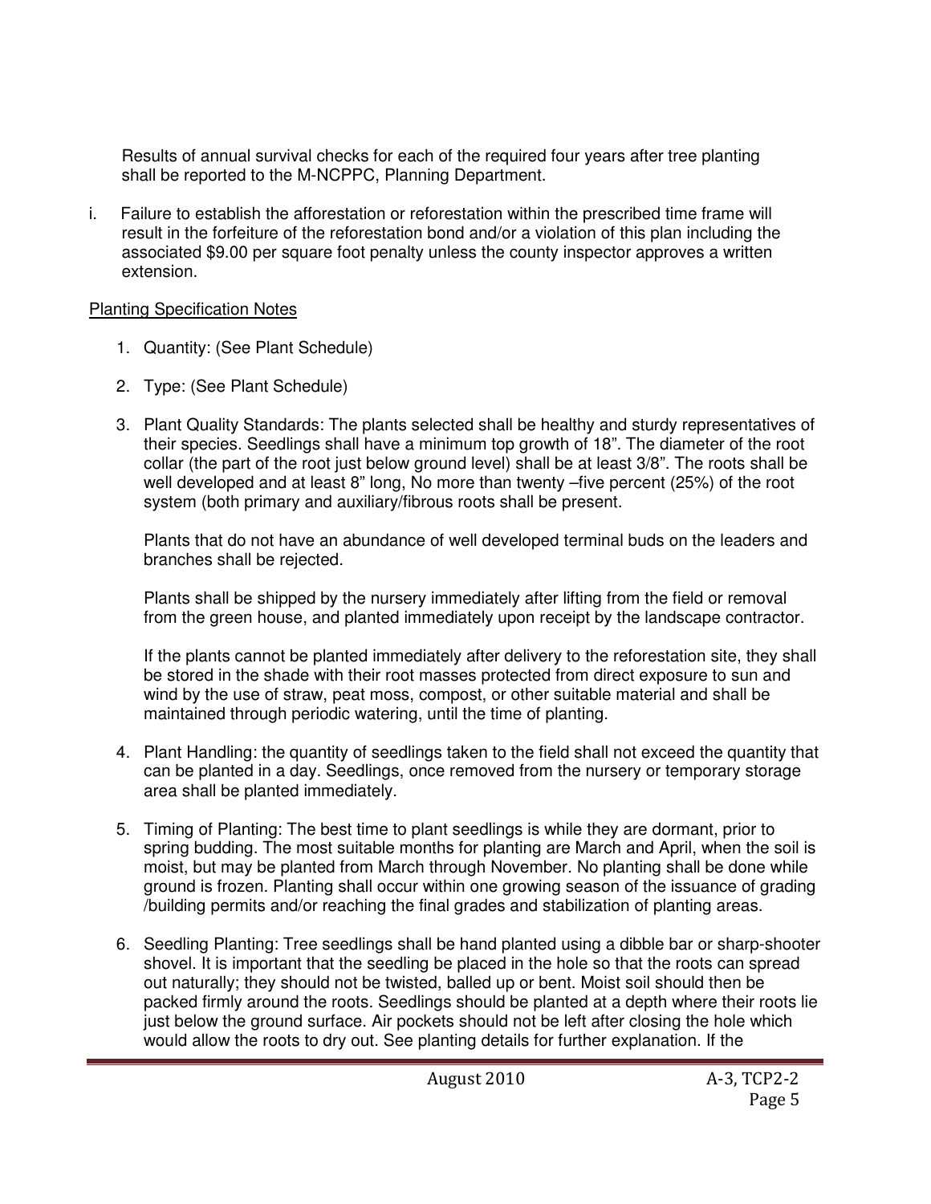Results of annual survival checks for each of the required four years after tree planting shall be reported to the M-NCPPC, Planning Department.

i. Failure to establish the afforestation or reforestation within the prescribed time frame will result in the forfeiture of the reforestation bond and/or a violation of this plan including the associated $9.00 per square foot penalty unless the county inspector approves a written extension.

<u>Planting Specification Notes</u>

1. Quantity: (See Plant Schedule)

2. Type: (See Plant Schedule)

3. Plant Quality Standards: The plants selected shall be healthy and sturdy representatives of their species. Seedlings shall have a minimum top growth of 18". The diameter of the root collar (the part of the root just below ground level) shall be at least 3/8". The roots shall be well developed and at least 8" long, No more than twenty –five percent (25%) of the root system (both primary and auxiliary/fibrous roots shall be present.

   Plants that do not have an abundance of well developed terminal buds on the leaders and branches shall be rejected.

   Plants shall be shipped by the nursery immediately after lifting from the field or removal from the green house, and planted immediately upon receipt by the landscape contractor.

   If the plants cannot be planted immediately after delivery to the reforestation site, they shall be stored in the shade with their root masses protected from direct exposure to sun and wind by the use of straw, peat moss, compost, or other suitable material and shall be maintained through periodic watering, until the time of planting.

4. Plant Handling: the quantity of seedlings taken to the field shall not exceed the quantity that can be planted in a day. Seedlings, once removed from the nursery or temporary storage area shall be planted immediately.

5. Timing of Planting: The best time to plant seedlings is while they are dormant, prior to spring budding. The most suitable months for planting are March and April, when the soil is moist, but may be planted from March through November. No planting shall be done while ground is frozen. Planting shall occur within one growing season of the issuance of grading /building permits and/or reaching the final grades and stabilization of planting areas.

6. Seedling Planting: Tree seedlings shall be hand planted using a dibble bar or sharp-shooter shovel. It is important that the seedling be placed in the hole so that the roots can spread out naturally; they should not be twisted, balled up or bent. Moist soil should then be packed firmly around the roots. Seedlings should be planted at a depth where their roots lie just below the ground surface. Air pockets should not be left after closing the hole which would allow the roots to dry out. See planting details for further explanation. If the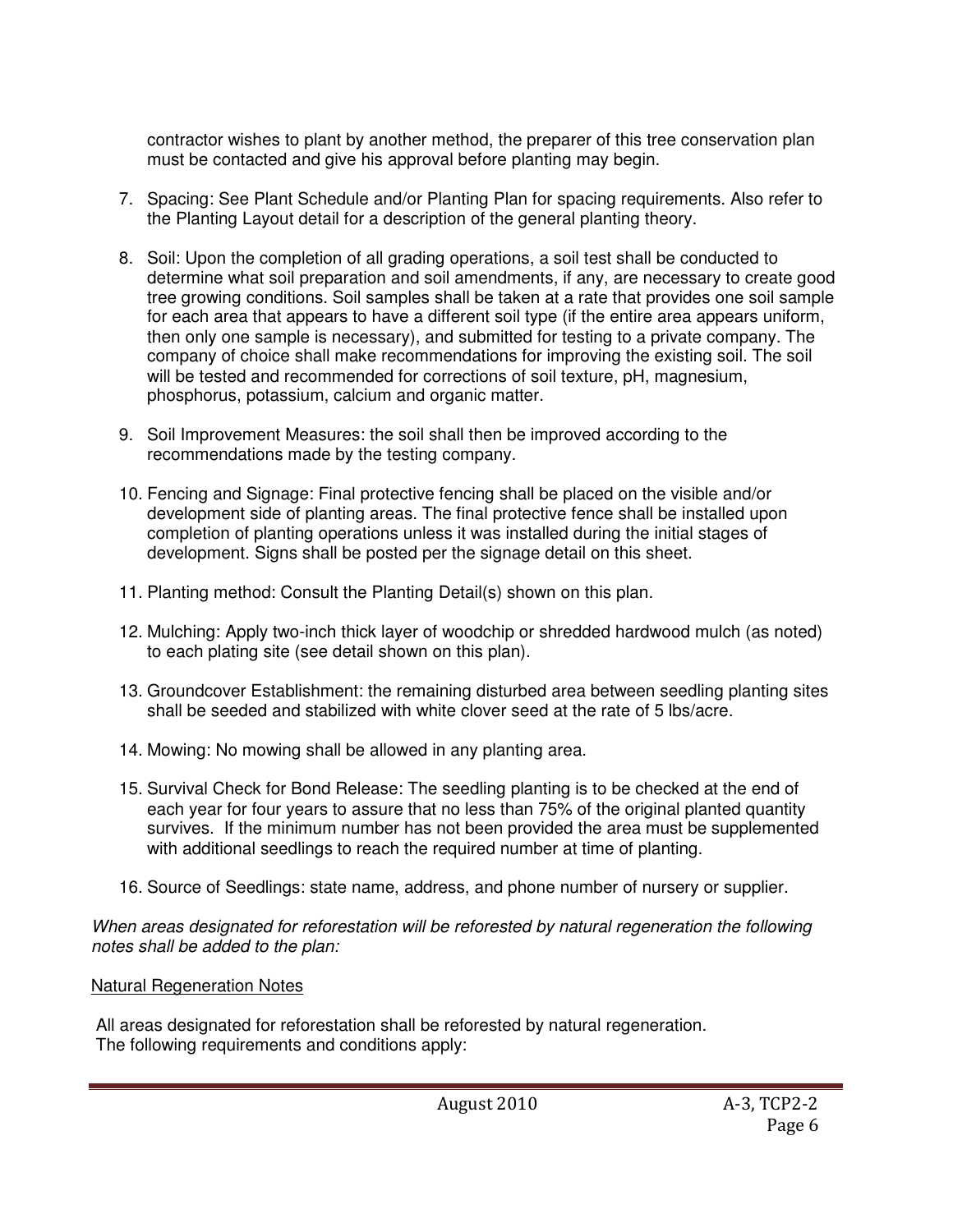contractor wishes to plant by another method, the preparer of this tree conservation plan must be contacted and give his approval before planting may begin.

7. Spacing: See Plant Schedule and/or Planting Plan for spacing requirements. Also refer to the Planting Layout detail for a description of the general planting theory.

8. Soil: Upon the completion of all grading operations, a soil test shall be conducted to determine what soil preparation and soil amendments, if any, are necessary to create good tree growing conditions. Soil samples shall be taken at a rate that provides one soil sample for each area that appears to have a different soil type (if the entire area appears uniform, then only one sample is necessary), and submitted for testing to a private company. The company of choice shall make recommendations for improving the existing soil. The soil will be tested and recommended for corrections of soil texture, pH, magnesium, phosphorus, potassium, calcium and organic matter.

9. Soil Improvement Measures: the soil shall then be improved according to the recommendations made by the testing company.

10. Fencing and Signage: Final protective fencing shall be placed on the visible and/or development side of planting areas. The final protective fence shall be installed upon completion of planting operations unless it was installed during the initial stages of development. Signs shall be posted per the signage detail on this sheet.

11. Planting method: Consult the Planting Detail(s) shown on this plan.

12. Mulching: Apply two-inch thick layer of woodchip or shredded hardwood mulch (as noted) to each plating site (see detail shown on this plan).

13. Groundcover Establishment: the remaining disturbed area between seedling planting sites shall be seeded and stabilized with white clover seed at the rate of 5 lbs/acre.

14. Mowing: No mowing shall be allowed in any planting area.

15. Survival Check for Bond Release: The seedling planting is to be checked at the end of each year for four years to assure that no less than 75% of the original planted quantity survives. If the minimum number has not been provided the area must be supplemented with additional seedlings to reach the required number at time of planting.

16. Source of Seedlings: state name, address, and phone number of nursery or supplier.

*When areas designated for reforestation will be reforested by natural regeneration the following notes shall be added to the plan:*

<u>Natural Regeneration Notes</u>

All areas designated for reforestation shall be reforested by natural regeneration.
The following requirements and conditions apply: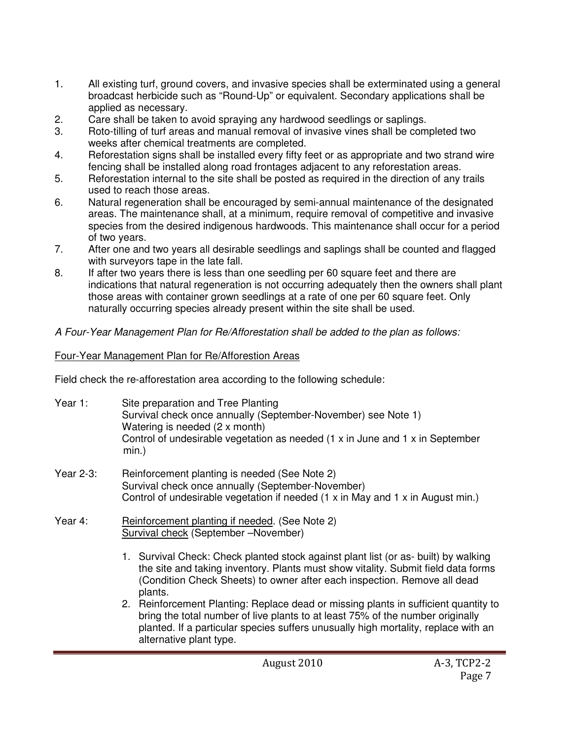1. All existing turf, ground covers, and invasive species shall be exterminated using a general broadcast herbicide such as "Round-Up" or equivalent. Secondary applications shall be applied as necessary.
2. Care shall be taken to avoid spraying any hardwood seedlings or saplings.
3. Roto-tilling of turf areas and manual removal of invasive vines shall be completed two weeks after chemical treatments are completed.
4. Reforestation signs shall be installed every fifty feet or as appropriate and two strand wire fencing shall be installed along road frontages adjacent to any reforestation areas.
5. Reforestation internal to the site shall be posted as required in the direction of any trails used to reach those areas.
6. Natural regeneration shall be encouraged by semi-annual maintenance of the designated areas. The maintenance shall, at a minimum, require removal of competitive and invasive species from the desired indigenous hardwoods. This maintenance shall occur for a period of two years.
7. After one and two years all desirable seedlings and saplings shall be counted and flagged with surveyors tape in the late fall.
8. If after two years there is less than one seedling per 60 square feet and there are indications that natural regeneration is not occurring adequately then the owners shall plant those areas with container grown seedlings at a rate of one per 60 square feet. Only naturally occurring species already present within the site shall be used.

*A Four-Year Management Plan for Re/Afforestation shall be added to the plan as follows:*

<u>Four-Year Management Plan for Re/Afforestion Areas</u>

Field check the re-afforestation area according to the following schedule:

Year 1: Site preparation and Tree Planting
Survival check once annually (September-November) see Note 1)
Watering is needed (2 x month)
Control of undesirable vegetation as needed (1 x in June and 1 x in September min.)

Year 2-3: Reinforcement planting is needed (See Note 2)
Survival check once annually (September-November)
Control of undesirable vegetation if needed (1 x in May and 1 x in August min.)

Year 4: <u>Reinforcement planting if needed</u>. (See Note 2)
<u>Survival check</u> (September –November)

1. Survival Check: Check planted stock against plant list (or as- built) by walking the site and taking inventory. Plants must show vitality. Submit field data forms (Condition Check Sheets) to owner after each inspection. Remove all dead plants.
2. Reinforcement Planting: Replace dead or missing plants in sufficient quantity to bring the total number of live plants to at least 75% of the number originally planted. If a particular species suffers unusually high mortality, replace with an alternative plant type.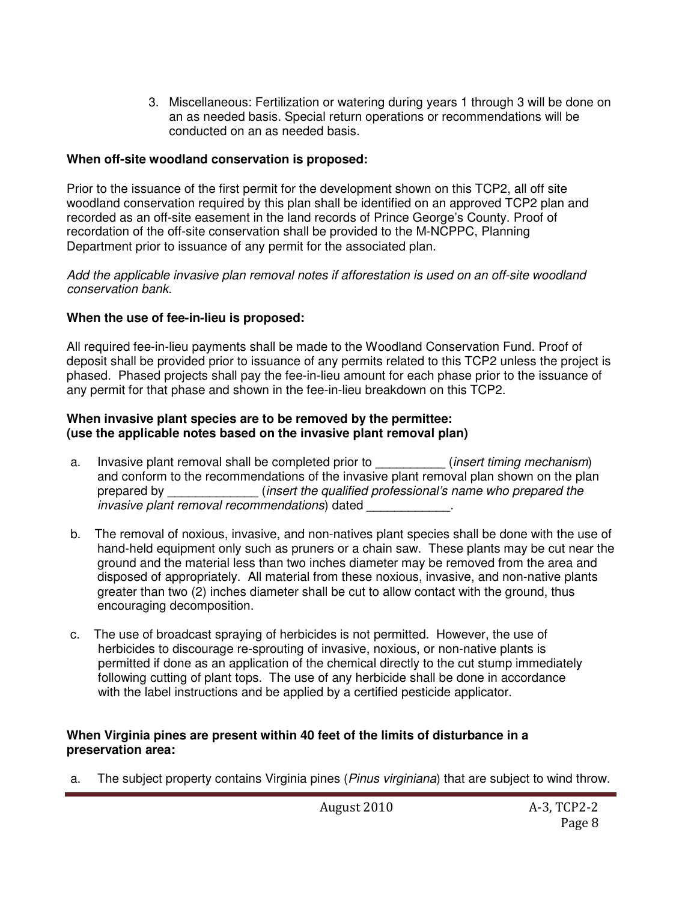3. Miscellaneous: Fertilization or watering during years 1 through 3 will be done on an as needed basis. Special return operations or recommendations will be conducted on an as needed basis.

**When off-site woodland conservation is proposed:**

Prior to the issuance of the first permit for the development shown on this TCP2, all off site woodland conservation required by this plan shall be identified on an approved TCP2 plan and recorded as an off-site easement in the land records of Prince George's County. Proof of recordation of the off-site conservation shall be provided to the M-NCPPC, Planning Department prior to issuance of any permit for the associated plan.

*Add the applicable invasive plan removal notes if afforestation is used on an off-site woodland conservation bank.*

**When the use of fee-in-lieu is proposed:**

All required fee-in-lieu payments shall be made to the Woodland Conservation Fund. Proof of deposit shall be provided prior to issuance of any permits related to this TCP2 unless the project is phased. Phased projects shall pay the fee-in-lieu amount for each phase prior to the issuance of any permit for that phase and shown in the fee-in-lieu breakdown on this TCP2.

**When invasive plant species are to be removed by the permittee:**
**(use the applicable notes based on the invasive plant removal plan)**

a. Invasive plant removal shall be completed prior to __________ (*insert timing mechanism*) and conform to the recommendations of the invasive plant removal plan shown on the plan prepared by _____________ (*insert the qualified professional's name who prepared the invasive plant removal recommendations*) dated ____________.

b. The removal of noxious, invasive, and non-natives plant species shall be done with the use of hand-held equipment only such as pruners or a chain saw. These plants may be cut near the ground and the material less than two inches diameter may be removed from the area and disposed of appropriately. All material from these noxious, invasive, and non-native plants greater than two (2) inches diameter shall be cut to allow contact with the ground, thus encouraging decomposition.

c. The use of broadcast spraying of herbicides is not permitted. However, the use of herbicides to discourage re-sprouting of invasive, noxious, or non-native plants is permitted if done as an application of the chemical directly to the cut stump immediately following cutting of plant tops. The use of any herbicide shall be done in accordance with the label instructions and be applied by a certified pesticide applicator.

**When Virginia pines are present within 40 feet of the limits of disturbance in a preservation area:**

a. The subject property contains Virginia pines (*Pinus virginiana*) that are subject to wind throw.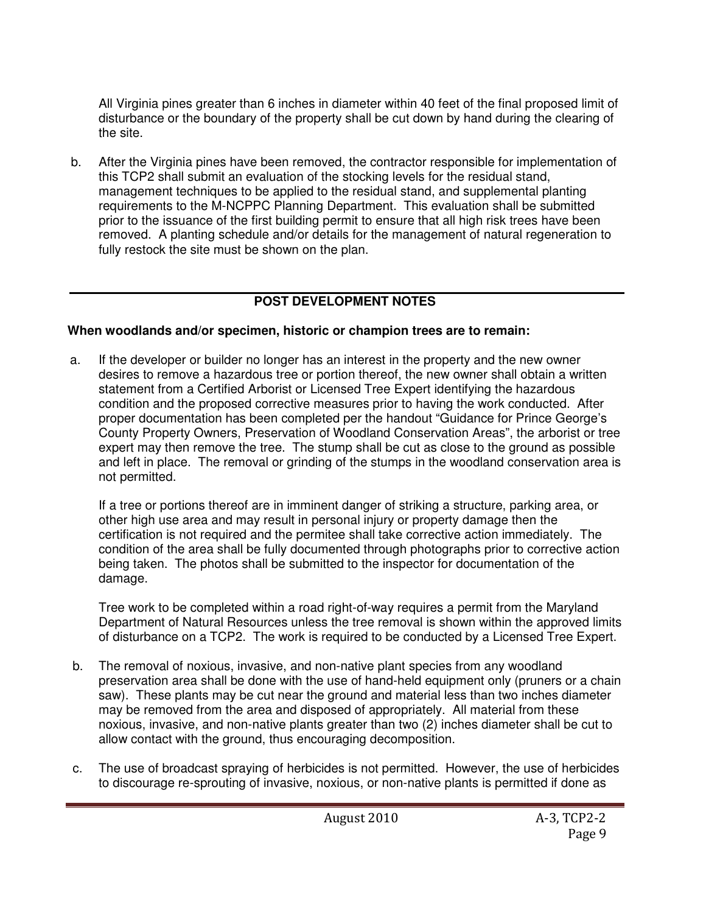All Virginia pines greater than 6 inches in diameter within 40 feet of the final proposed limit of disturbance or the boundary of the property shall be cut down by hand during the clearing of the site.

b. After the Virginia pines have been removed, the contractor responsible for implementation of this TCP2 shall submit an evaluation of the stocking levels for the residual stand, management techniques to be applied to the residual stand, and supplemental planting requirements to the M-NCPPC Planning Department. This evaluation shall be submitted prior to the issuance of the first building permit to ensure that all high risk trees have been removed. A planting schedule and/or details for the management of natural regeneration to fully restock the site must be shown on the plan.

---

## POST DEVELOPMENT NOTES

**When woodlands and/or specimen, historic or champion trees are to remain:**

a. If the developer or builder no longer has an interest in the property and the new owner desires to remove a hazardous tree or portion thereof, the new owner shall obtain a written statement from a Certified Arborist or Licensed Tree Expert identifying the hazardous condition and the proposed corrective measures prior to having the work conducted. After proper documentation has been completed per the handout "Guidance for Prince George's County Property Owners, Preservation of Woodland Conservation Areas", the arborist or tree expert may then remove the tree. The stump shall be cut as close to the ground as possible and left in place. The removal or grinding of the stumps in the woodland conservation area is not permitted.

   If a tree or portions thereof are in imminent danger of striking a structure, parking area, or other high use area and may result in personal injury or property damage then the certification is not required and the permitee shall take corrective action immediately. The condition of the area shall be fully documented through photographs prior to corrective action being taken. The photos shall be submitted to the inspector for documentation of the damage.

   Tree work to be completed within a road right-of-way requires a permit from the Maryland Department of Natural Resources unless the tree removal is shown within the approved limits of disturbance on a TCP2. The work is required to be conducted by a Licensed Tree Expert.

b. The removal of noxious, invasive, and non-native plant species from any woodland preservation area shall be done with the use of hand-held equipment only (pruners or a chain saw). These plants may be cut near the ground and material less than two inches diameter may be removed from the area and disposed of appropriately. All material from these noxious, invasive, and non-native plants greater than two (2) inches diameter shall be cut to allow contact with the ground, thus encouraging decomposition.

c. The use of broadcast spraying of herbicides is not permitted. However, the use of herbicides to discourage re-sprouting of invasive, noxious, or non-native plants is permitted if done as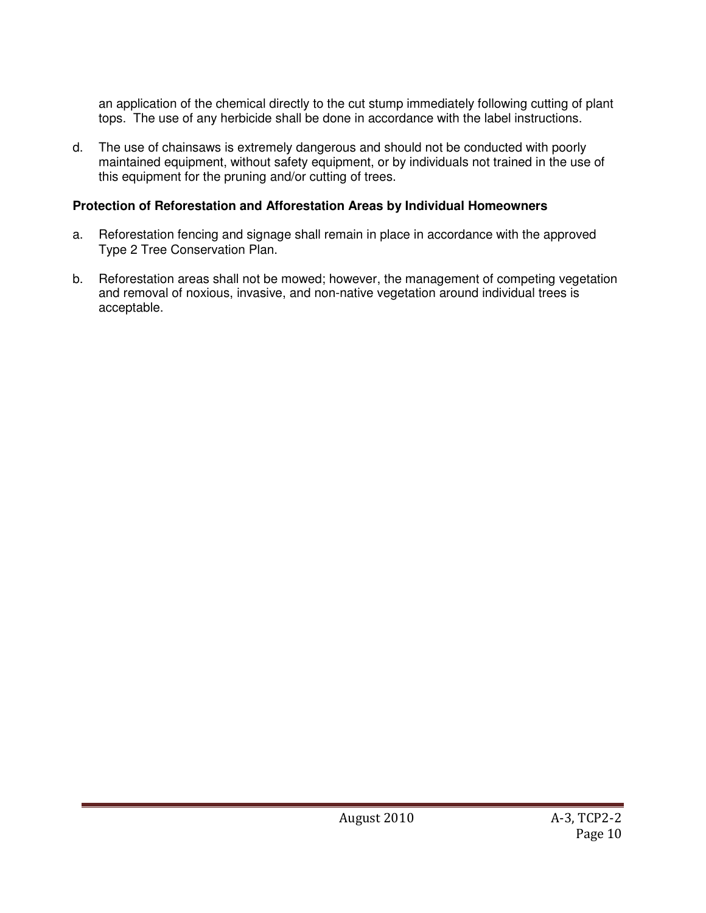an application of the chemical directly to the cut stump immediately following cutting of plant tops. The use of any herbicide shall be done in accordance with the label instructions.

d. The use of chainsaws is extremely dangerous and should not be conducted with poorly maintained equipment, without safety equipment, or by individuals not trained in the use of this equipment for the pruning and/or cutting of trees.

**Protection of Reforestation and Afforestation Areas by Individual Homeowners**

a. Reforestation fencing and signage shall remain in place in accordance with the approved Type 2 Tree Conservation Plan.

b. Reforestation areas shall not be mowed; however, the management of competing vegetation and removal of noxious, invasive, and non-native vegetation around individual trees is acceptable.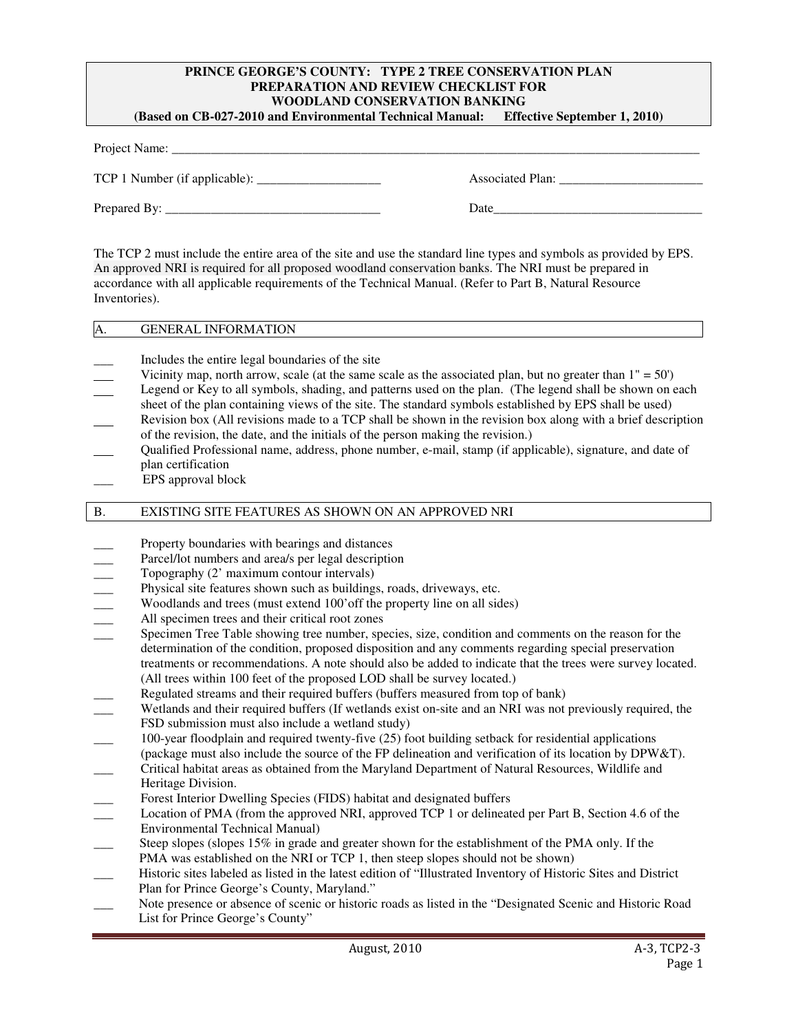# PRINCE GEORGE'S COUNTY: TYPE 2 TREE CONSERVATION PLAN PREPARATION AND REVIEW CHECKLIST FOR WOODLAND CONSERVATION BANKING

**(Based on CB-027-2010 and Environmental Technical Manual: Effective September 1, 2010)**

Project Name: ____________________________________________________________________________________

TCP 1 Number (if applicable): ___________________ Associated Plan: ______________________

Prepared By: _________________________________ Date________________________________

The TCP 2 must include the entire area of the site and use the standard line types and symbols as provided by EPS. An approved NRI is required for all proposed woodland conservation banks. The NRI must be prepared in accordance with all applicable requirements of the Technical Manual. (Refer to Part B, Natural Resource Inventories).

## A. GENERAL INFORMATION

___ Includes the entire legal boundaries of the site

___ Vicinity map, north arrow, scale (at the same scale as the associated plan, but no greater than 1" = 50')

___ Legend or Key to all symbols, shading, and patterns used on the plan. (The legend shall be shown on each sheet of the plan containing views of the site. The standard symbols established by EPS shall be used)

___ Revision box (All revisions made to a TCP shall be shown in the revision box along with a brief description of the revision, the date, and the initials of the person making the revision.)

___ Qualified Professional name, address, phone number, e-mail, stamp (if applicable), signature, and date of plan certification

___ EPS approval block

## B. EXISTING SITE FEATURES AS SHOWN ON AN APPROVED NRI

___ Property boundaries with bearings and distances

___ Parcel/lot numbers and area/s per legal description

___ Topography (2' maximum contour intervals)

___ Physical site features shown such as buildings, roads, driveways, etc.

___ Woodlands and trees (must extend 100'off the property line on all sides)

___ All specimen trees and their critical root zones

___ Specimen Tree Table showing tree number, species, size, condition and comments on the reason for the determination of the condition, proposed disposition and any comments regarding special preservation treatments or recommendations. A note should also be added to indicate that the trees were survey located. (All trees within 100 feet of the proposed LOD shall be survey located.)

___ Regulated streams and their required buffers (buffers measured from top of bank)

___ Wetlands and their required buffers (If wetlands exist on-site and an NRI was not previously required, the FSD submission must also include a wetland study)

___ 100-year floodplain and required twenty-five (25) foot building setback for residential applications (package must also include the source of the FP delineation and verification of its location by DPW&T).

___ Critical habitat areas as obtained from the Maryland Department of Natural Resources, Wildlife and Heritage Division.

___ Forest Interior Dwelling Species (FIDS) habitat and designated buffers

___ Location of PMA (from the approved NRI, approved TCP 1 or delineated per Part B, Section 4.6 of the Environmental Technical Manual)

___ Steep slopes (slopes 15% in grade and greater shown for the establishment of the PMA only. If the PMA was established on the NRI or TCP 1, then steep slopes should not be shown)

___ Historic sites labeled as listed in the latest edition of "Illustrated Inventory of Historic Sites and District Plan for Prince George's County, Maryland."

___ Note presence or absence of scenic or historic roads as listed in the "Designated Scenic and Historic Road List for Prince George's County"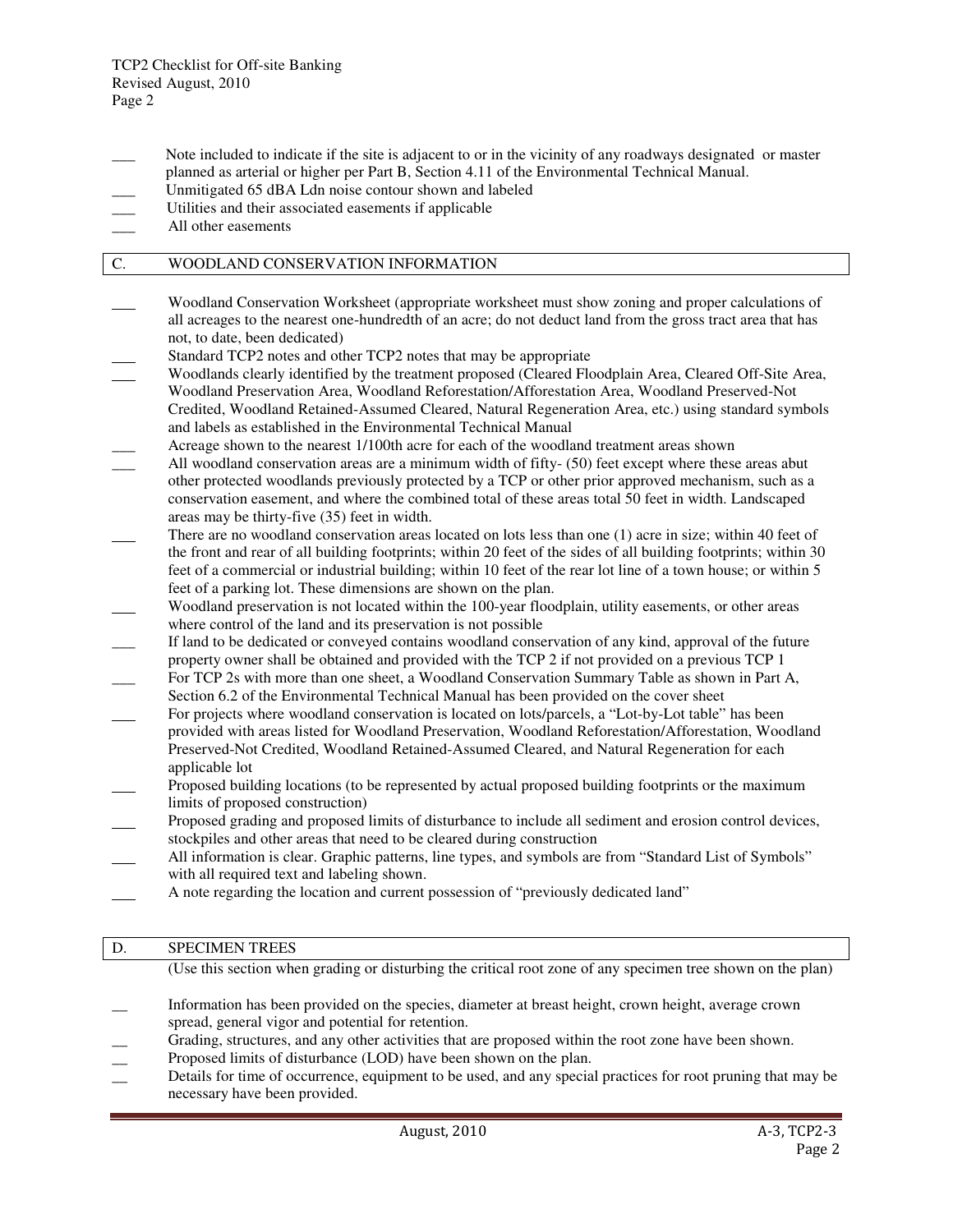- ___ Note included to indicate if the site is adjacent to or in the vicinity of any roadways designated or master planned as arterial or higher per Part B, Section 4.11 of the Environmental Technical Manual.
- ___ Unmitigated 65 dBA Ldn noise contour shown and labeled
- ___ Utilities and their associated easements if applicable
- ___ All other easements

## C. WOODLAND CONSERVATION INFORMATION

- ___ Woodland Conservation Worksheet (appropriate worksheet must show zoning and proper calculations of all acreages to the nearest one-hundredth of an acre; do not deduct land from the gross tract area that has not, to date, been dedicated)
- ___ Standard TCP2 notes and other TCP2 notes that may be appropriate
- ___ Woodlands clearly identified by the treatment proposed (Cleared Floodplain Area, Cleared Off-Site Area, Woodland Preservation Area, Woodland Reforestation/Afforestation Area, Woodland Preserved-Not Credited, Woodland Retained-Assumed Cleared, Natural Regeneration Area, etc.) using standard symbols and labels as established in the Environmental Technical Manual
- ___ Acreage shown to the nearest 1/100th acre for each of the woodland treatment areas shown
- ___ All woodland conservation areas are a minimum width of fifty- (50) feet except where these areas abut other protected woodlands previously protected by a TCP or other prior approved mechanism, such as a conservation easement, and where the combined total of these areas total 50 feet in width. Landscaped areas may be thirty-five (35) feet in width.
- ___ There are no woodland conservation areas located on lots less than one (1) acre in size; within 40 feet of the front and rear of all building footprints; within 20 feet of the sides of all building footprints; within 30 feet of a commercial or industrial building; within 10 feet of the rear lot line of a town house; or within 5 feet of a parking lot. These dimensions are shown on the plan.
- ___ Woodland preservation is not located within the 100-year floodplain, utility easements, or other areas where control of the land and its preservation is not possible
- ___ If land to be dedicated or conveyed contains woodland conservation of any kind, approval of the future property owner shall be obtained and provided with the TCP 2 if not provided on a previous TCP 1
- ___ For TCP 2s with more than one sheet, a Woodland Conservation Summary Table as shown in Part A, Section 6.2 of the Environmental Technical Manual has been provided on the cover sheet
- ___ For projects where woodland conservation is located on lots/parcels, a "Lot-by-Lot table" has been provided with areas listed for Woodland Preservation, Woodland Reforestation/Afforestation, Woodland Preserved-Not Credited, Woodland Retained-Assumed Cleared, and Natural Regeneration for each applicable lot
- ___ Proposed building locations (to be represented by actual proposed building footprints or the maximum limits of proposed construction)
- ___ Proposed grading and proposed limits of disturbance to include all sediment and erosion control devices, stockpiles and other areas that need to be cleared during construction
- ___ All information is clear. Graphic patterns, line types, and symbols are from "Standard List of Symbols" with all required text and labeling shown.
- ___ A note regarding the location and current possession of "previously dedicated land"

## D. SPECIMEN TREES

(Use this section when grading or disturbing the critical root zone of any specimen tree shown on the plan)

- __ Information has been provided on the species, diameter at breast height, crown height, average crown spread, general vigor and potential for retention.
- __ Grading, structures, and any other activities that are proposed within the root zone have been shown.
- __ Proposed limits of disturbance (LOD) have been shown on the plan.
- __ Details for time of occurrence, equipment to be used, and any special practices for root pruning that may be necessary have been provided.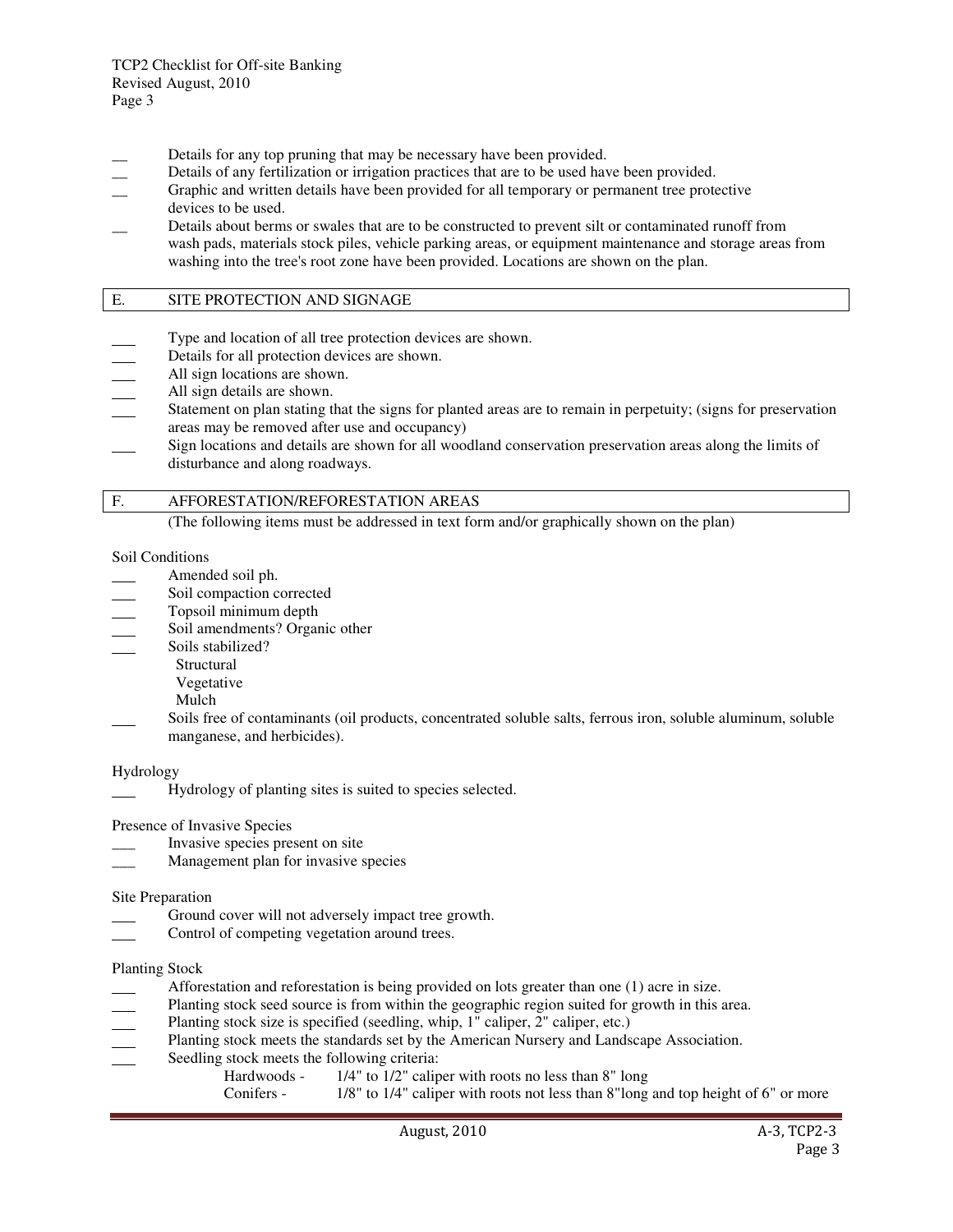- __ Details for any top pruning that may be necessary have been provided.
- __ Details of any fertilization or irrigation practices that are to be used have been provided.
- __ Graphic and written details have been provided for all temporary or permanent tree protective devices to be used.
- __ Details about berms or swales that are to be constructed to prevent silt or contaminated runoff from wash pads, materials stock piles, vehicle parking areas, or equipment maintenance and storage areas from washing into the tree's root zone have been provided. Locations are shown on the plan.

## E. SITE PROTECTION AND SIGNAGE

- ___ Type and location of all tree protection devices are shown.
- ___ Details for all protection devices are shown.
- ___ All sign locations are shown.
- ___ All sign details are shown.
- ___ Statement on plan stating that the signs for planted areas are to remain in perpetuity; (signs for preservation areas may be removed after use and occupancy)
- ___ Sign locations and details are shown for all woodland conservation preservation areas along the limits of disturbance and along roadways.

## F. AFFORESTATION/REFORESTATION AREAS

(The following items must be addressed in text form and/or graphically shown on the plan)

Soil Conditions

- ___ Amended soil ph.
- ___ Soil compaction corrected
- ___ Topsoil minimum depth
- ___ Soil amendments? Organic other
- ___ Soils stabilized?
  - Structural
  - Vegetative
  - Mulch
- ___ Soils free of contaminants (oil products, concentrated soluble salts, ferrous iron, soluble aluminum, soluble manganese, and herbicides).

Hydrology

- ___ Hydrology of planting sites is suited to species selected.

Presence of Invasive Species

- ___ Invasive species present on site
- ___ Management plan for invasive species

Site Preparation

- ___ Ground cover will not adversely impact tree growth.
- ___ Control of competing vegetation around trees.

Planting Stock

- ___ Afforestation and reforestation is being provided on lots greater than one (1) acre in size.
- ___ Planting stock seed source is from within the geographic region suited for growth in this area.
- ___ Planting stock size is specified (seedling, whip, 1" caliper, 2" caliper, etc.)
- ___ Planting stock meets the standards set by the American Nursery and Landscape Association.
- ___ Seedling stock meets the following criteria:
  - Hardwoods - 1/4" to 1/2" caliper with roots no less than 8" long
  - Conifers - 1/8" to 1/4" caliper with roots not less than 8"long and top height of 6" or more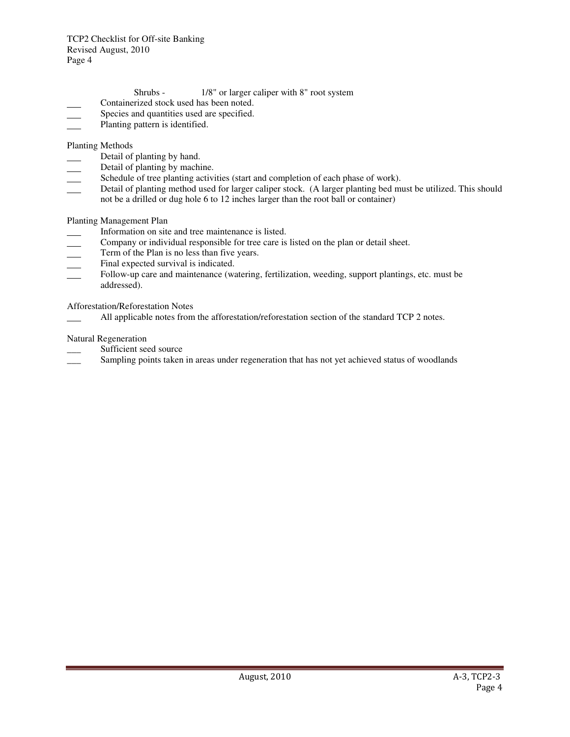Shrubs - 1/8" or larger caliper with 8" root system

- ___ Containerized stock used has been noted.
- ___ Species and quantities used are specified.
- ___ Planting pattern is identified.

Planting Methods

- ___ Detail of planting by hand.
- ___ Detail of planting by machine.
- ___ Schedule of tree planting activities (start and completion of each phase of work).
- ___ Detail of planting method used for larger caliper stock. (A larger planting bed must be utilized. This should not be a drilled or dug hole 6 to 12 inches larger than the root ball or container)

Planting Management Plan

- ___ Information on site and tree maintenance is listed.
- ___ Company or individual responsible for tree care is listed on the plan or detail sheet.
- ___ Term of the Plan is no less than five years.
- ___ Final expected survival is indicated.
- ___ Follow-up care and maintenance (watering, fertilization, weeding, support plantings, etc. must be addressed).

Afforestation/Reforestation Notes

- ___ All applicable notes from the afforestation/reforestation section of the standard TCP 2 notes.

Natural Regeneration

- ___ Sufficient seed source
- ___ Sampling points taken in areas under regeneration that has not yet achieved status of woodlands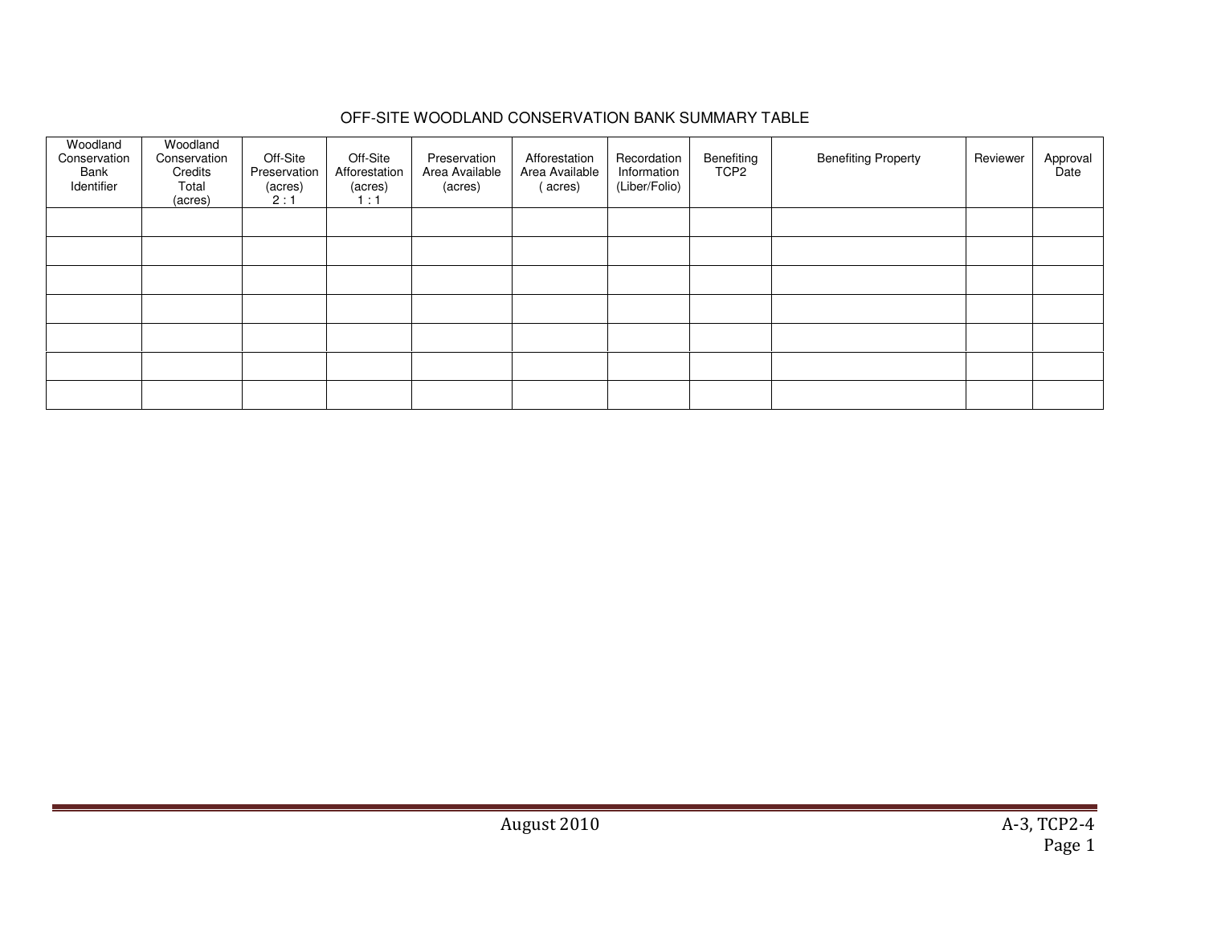OFF-SITE WOODLAND CONSERVATION BANK SUMMARY TABLE

| Woodland Conservation Bank Identifier | Woodland Conservation Credits Total (acres) | Off-Site Preservation (acres) 2 : 1 | Off-Site Afforestation (acres) 1 : 1 | Preservation Area Available (acres) | Afforestation Area Available ( acres) | Recordation Information (Liber/Folio) | Benefiting TCP2 | Benefiting Property | Reviewer | Approval Date |
|---|---|---|---|---|---|---|---|---|---|---|
| | | | | | | | | | | |
| | | | | | | | | | | |
| | | | | | | | | | | |
| | | | | | | | | | | |
| | | | | | | | | | | |
| | | | | | | | | | | |
| | | | | | | | | | | |